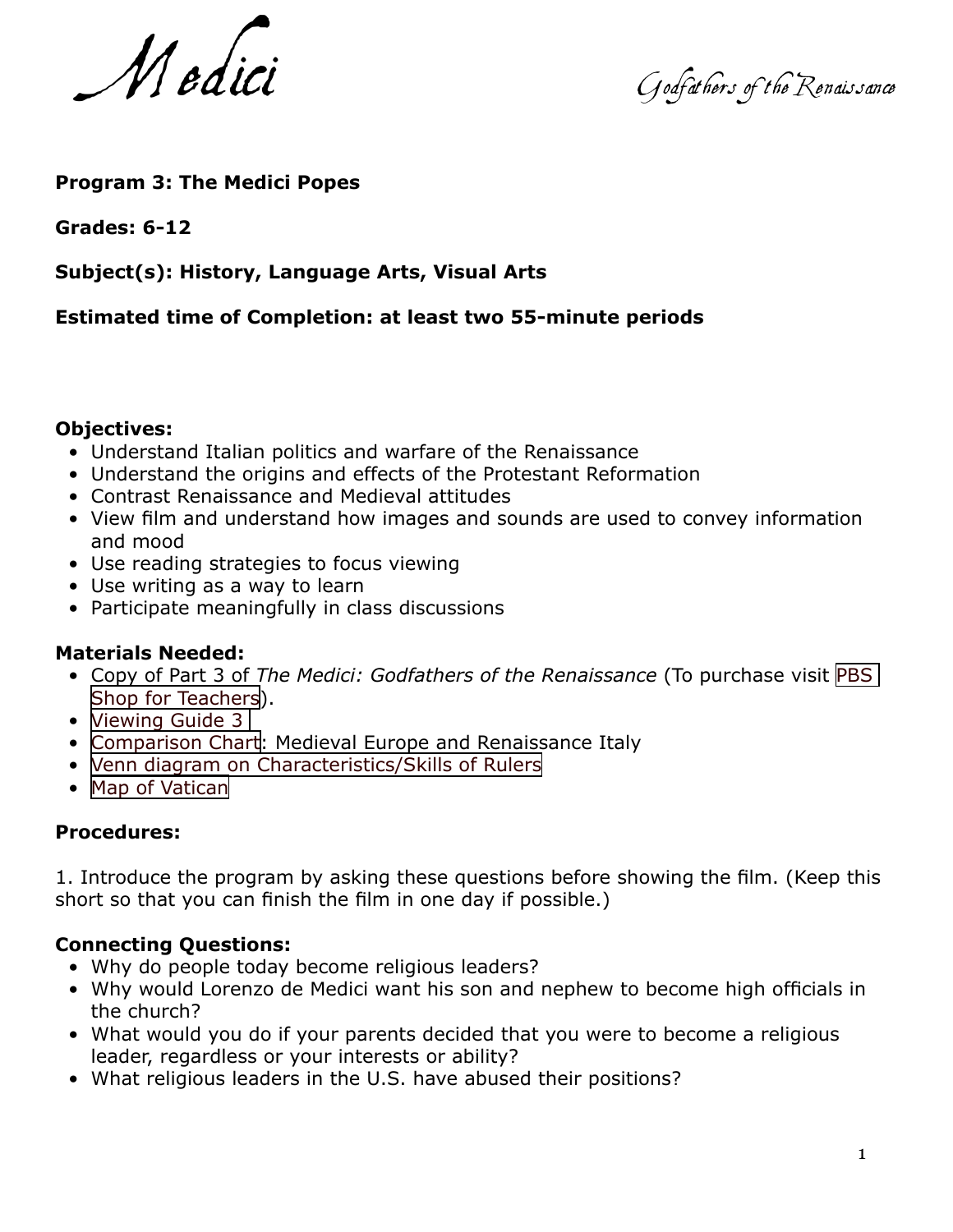# Medici

Godfathers of the Renaissance

**Program 3: The Medici Popes**

**Grades: 6-12**

**Subject(s): History, Language Arts, Visual Arts**

**Estimated time of Completion: at least two 55-minute periods**

**Objectives:**

- Understand Italian politics and warfare of the Renaissance
- Understand the origins and effects of the Protestant Reformation
- Contrast Renaissance and Medieval attitudes
- View film and understand how images and sounds are used to convey information and mood
- Use reading strategies to focus viewing
- Use writing as a way to learn
- Participate meaningfully in class discussions

**Materials Needed:**

- Copy of Part 3 of *The Medici: Godfathers of the Renaissance* (To purchase visit PBS Shop for Teachers).
- Viewing Guide 3
- Comparison Chart: Medieval Europe and Renaissance Italy
- Venn diagram on Characteristics/Skills of Rulers
- Map of Vatican

**Procedures:**

1. Introduce the program by asking these questions before showing the film. (Keep this short so that you can finish the film in one day if possible.)

**Connecting Questions:**

- Why do people today become religious leaders?
- Why would Lorenzo de Medici want his son and nephew to become high officials in the church?
- What would you do if your parents decided that you were to become a religious leader, regardless or your interests or ability?
- What religious leaders in the U.S. have abused their positions?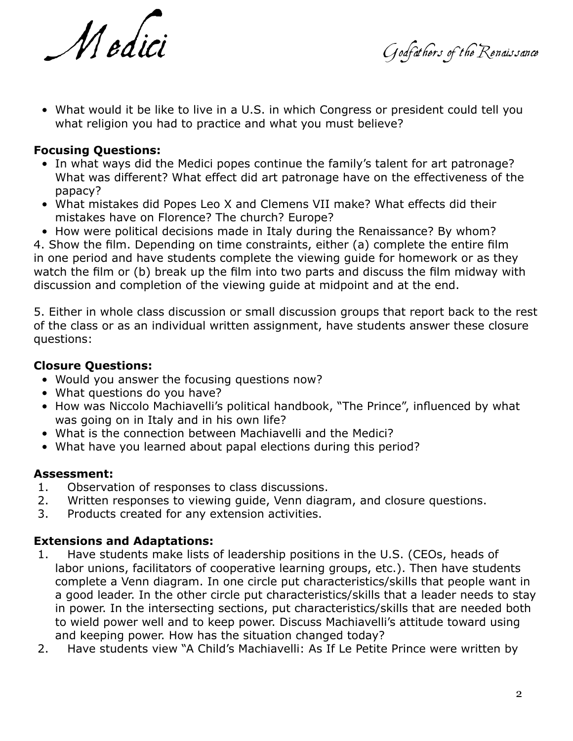- What would it be like to live in a U.S. in which Congress or president could tell you what religion you had to practice and what you must believe?

**Focusing Questions:**

- In what ways did the Medici popes continue the family's talent for art patronage? What was different? What effect did art patronage have on the effectiveness of the papacy?
- What mistakes did Popes Leo X and Clemens VII make? What effects did their mistakes have on Florence? The church? Europe?
- How were political decisions made in Italy during the Renaissance? By whom?

4. Show the film. Depending on time constraints, either (a) complete the entire film in one period and have students complete the viewing guide for homework or as they watch the film or (b) break up the film into two parts and discuss the film midway with discussion and completion of the viewing guide at midpoint and at the end.

5. Either in whole class discussion or small discussion groups that report back to the rest of the class or as an individual written assignment, have students answer these closure questions:

**Closure Questions:**

- Would you answer the focusing questions now?
- What questions do you have?
- How was Niccolo Machiavelli's political handbook, "The Prince", influenced by what was going on in Italy and in his own life?
- What is the connection between Machiavelli and the Medici?
- What have you learned about papal elections during this period?

**Assessment:**

1. Observation of responses to class discussions.
2. Written responses to viewing guide, Venn diagram, and closure questions.
3. Products created for any extension activities.

**Extensions and Adaptations:**

1. Have students make lists of leadership positions in the U.S. (CEOs, heads of labor unions, facilitators of cooperative learning groups, etc.). Then have students complete a Venn diagram. In one circle put characteristics/skills that people want in a good leader. In the other circle put characteristics/skills that a leader needs to stay in power. In the intersecting sections, put characteristics/skills that are needed both to wield power well and to keep power. Discuss Machiavelli's attitude toward using and keeping power. How has the situation changed today?
2. Have students view "A Child's Machiavelli: As If Le Petite Prince were written by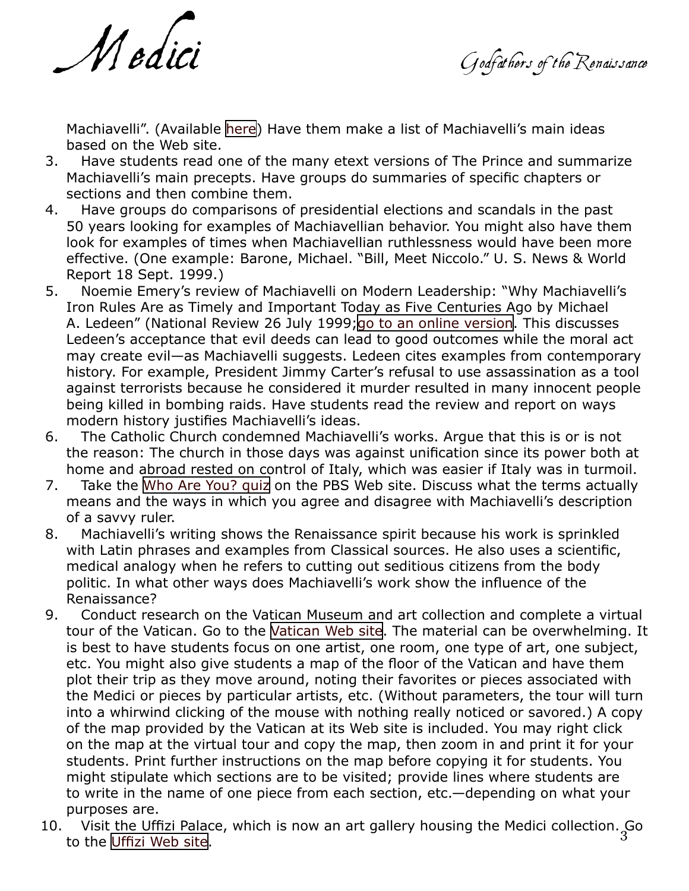Machiavelli". (Available here) Have them make a list of Machiavelli's main ideas based on the Web site.

3. Have students read one of the many etext versions of The Prince and summarize Machiavelli's main precepts. Have groups do summaries of specific chapters or sections and then combine them.
4. Have groups do comparisons of presidential elections and scandals in the past 50 years looking for examples of Machiavellian behavior. You might also have them look for examples of times when Machiavellian ruthlessness would have been more effective. (One example: Barone, Michael. "Bill, Meet Niccolo." U. S. News & World Report 18 Sept. 1999.)
5. Noemie Emery's review of Machiavelli on Modern Leadership: "Why Machiavelli's Iron Rules Are as Timely and Important Today as Five Centuries Ago by Michael A. Ledeen" (National Review 26 July 1999;go to an online version. This discusses Ledeen's acceptance that evil deeds can lead to good outcomes while the moral act may create evil—as Machiavelli suggests. Ledeen cites examples from contemporary history. For example, President Jimmy Carter's refusal to use assassination as a tool against terrorists because he considered it murder resulted in many innocent people being killed in bombing raids. Have students read the review and report on ways modern history justifies Machiavelli's ideas.
6. The Catholic Church condemned Machiavelli's works. Argue that this is or is not the reason: The church in those days was against unification since its power both at home and abroad rested on control of Italy, which was easier if Italy was in turmoil.
7. Take the Who Are You? quiz on the PBS Web site. Discuss what the terms actually means and the ways in which you agree and disagree with Machiavelli's description of a savvy ruler.
8. Machiavelli's writing shows the Renaissance spirit because his work is sprinkled with Latin phrases and examples from Classical sources. He also uses a scientific, medical analogy when he refers to cutting out seditious citizens from the body politic. In what other ways does Machiavelli's work show the influence of the Renaissance?
9. Conduct research on the Vatican Museum and art collection and complete a virtual tour of the Vatican. Go to the Vatican Web site. The material can be overwhelming. It is best to have students focus on one artist, one room, one type of art, one subject, etc. You might also give students a map of the floor of the Vatican and have them plot their trip as they move around, noting their favorites or pieces associated with the Medici or pieces by particular artists, etc. (Without parameters, the tour will turn into a whirwind clicking of the mouse with nothing really noticed or savored.) A copy of the map provided by the Vatican at its Web site is included. You may right click on the map at the virtual tour and copy the map, then zoom in and print it for your students. Print further instructions on the map before copying it for students. You might stipulate which sections are to be visited; provide lines where students are to write in the name of one piece from each section, etc.—depending on what your purposes are.
10. Visit the Uffizi Palace, which is now an art gallery housing the Medici collection. Go to the Uffizi Web site.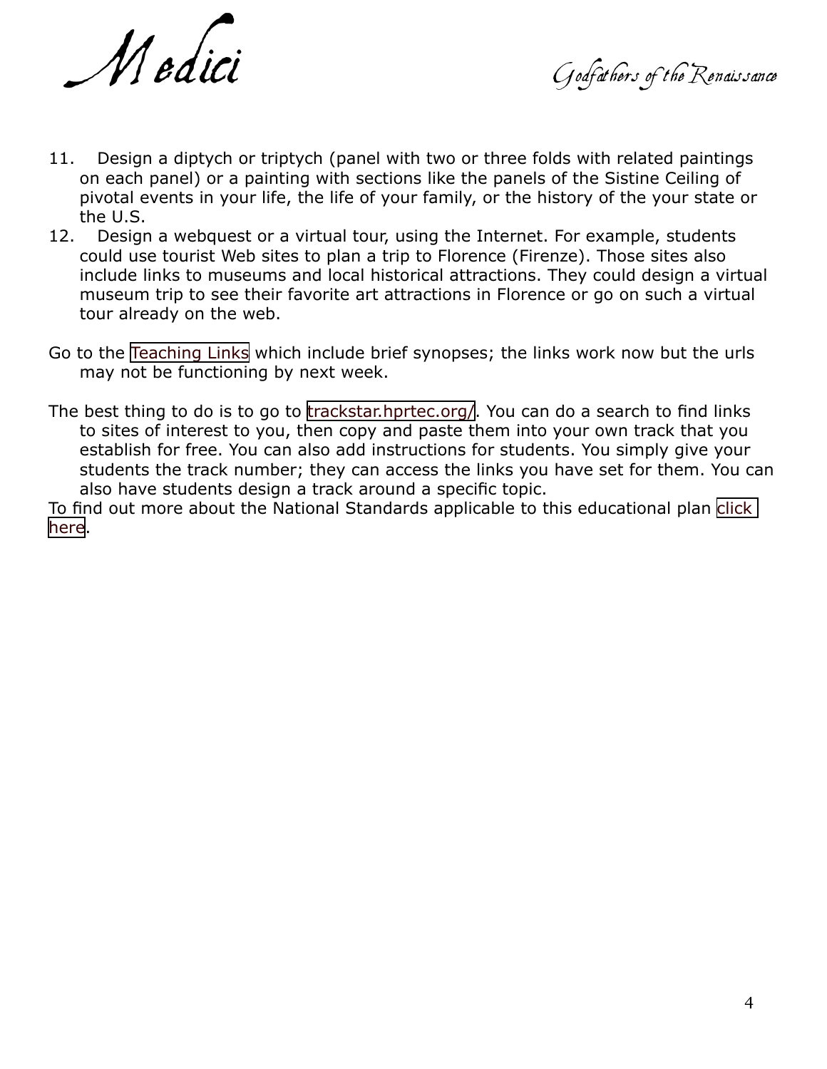11. Design a diptych or triptych (panel with two or three folds with related paintings on each panel) or a painting with sections like the panels of the Sistine Ceiling of pivotal events in your life, the life of your family, or the history of the your state or the U.S.
12. Design a webquest or a virtual tour, using the Internet. For example, students could use tourist Web sites to plan a trip to Florence (Firenze). Those sites also include links to museums and local historical attractions. They could design a virtual museum trip to see their favorite art attractions in Florence or go on such a virtual tour already on the web.

Go to the Teaching Links which include brief synopses; the links work now but the urls may not be functioning by next week.

The best thing to do is to go to trackstar.hprtec.org/. You can do a search to find links to sites of interest to you, then copy and paste them into your own track that you establish for free. You can also add instructions for students. You simply give your students the track number; they can access the links you have set for them. You can also have students design a track around a specific topic.

To find out more about the National Standards applicable to this educational plan click here.